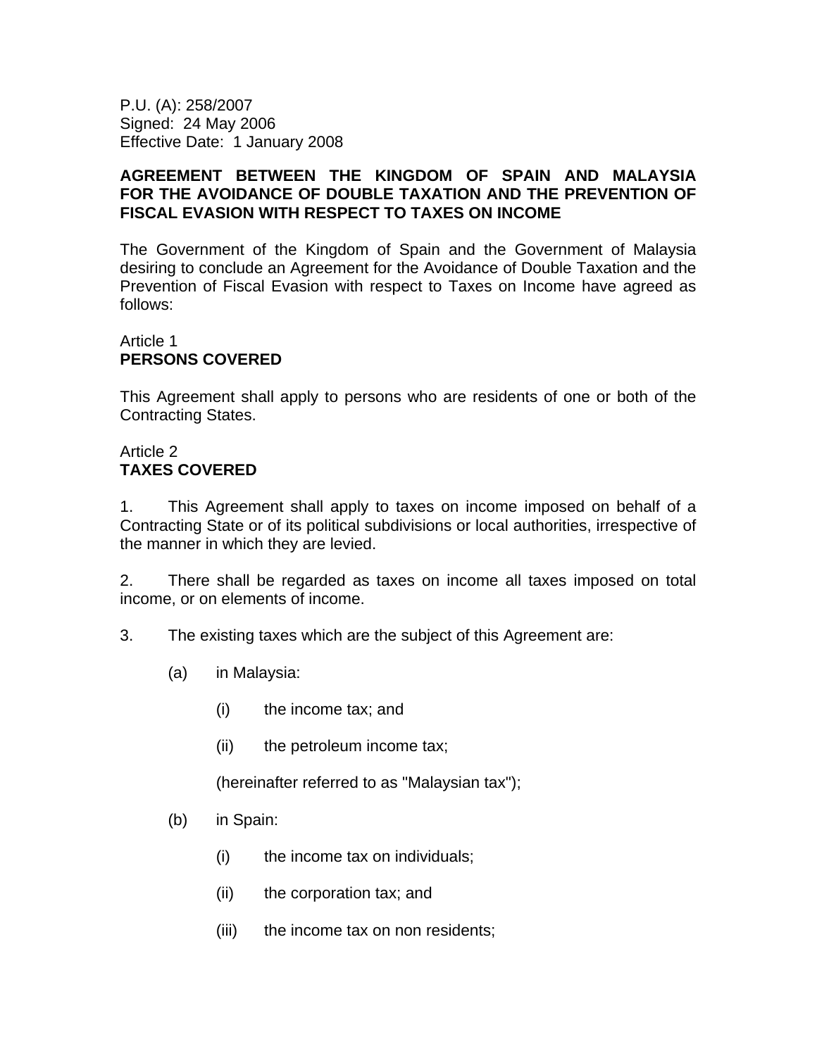P.U. (A): 258/2007
Signed: 24 May 2006
Effective Date: 1 January 2008

# AGREEMENT BETWEEN THE KINGDOM OF SPAIN AND MALAYSIA FOR THE AVOIDANCE OF DOUBLE TAXATION AND THE PREVENTION OF FISCAL EVASION WITH RESPECT TO TAXES ON INCOME

The Government of the Kingdom of Spain and the Government of Malaysia desiring to conclude an Agreement for the Avoidance of Double Taxation and the Prevention of Fiscal Evasion with respect to Taxes on Income have agreed as follows:

## Article 1
## PERSONS COVERED

This Agreement shall apply to persons who are residents of one or both of the Contracting States.

## Article 2
## TAXES COVERED

1. This Agreement shall apply to taxes on income imposed on behalf of a Contracting State or of its political subdivisions or local authorities, irrespective of the manner in which they are levied.

2. There shall be regarded as taxes on income all taxes imposed on total income, or on elements of income.

3. The existing taxes which are the subject of this Agreement are:

(a) in Malaysia:

(i) the income tax; and

(ii) the petroleum income tax;

(hereinafter referred to as "Malaysian tax");

(b) in Spain:

(i) the income tax on individuals;

(ii) the corporation tax; and

(iii) the income tax on non residents;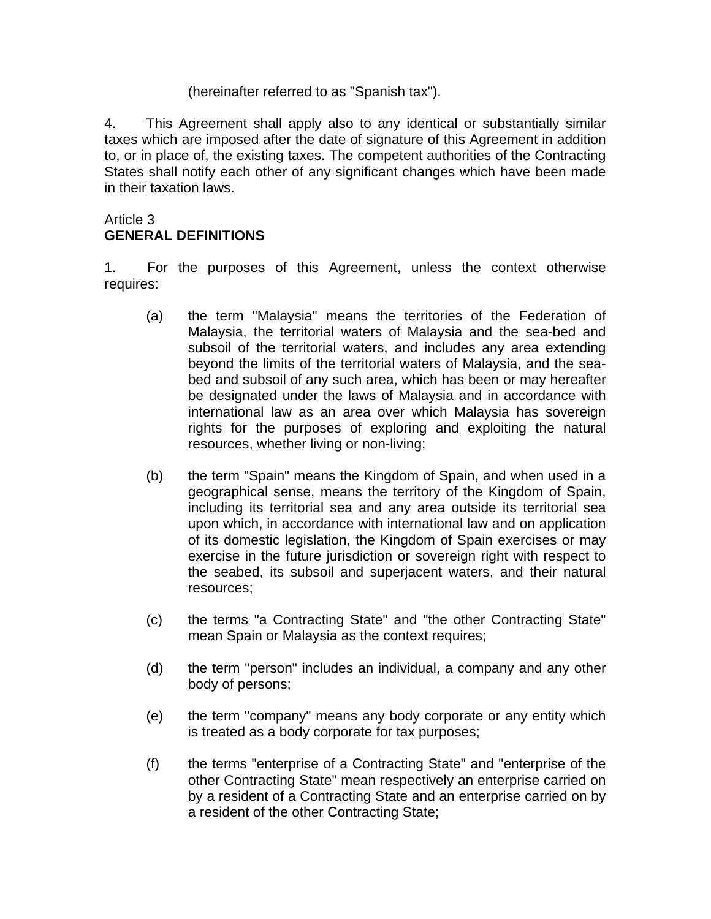(hereinafter referred to as "Spanish tax").

4. This Agreement shall apply also to any identical or substantially similar taxes which are imposed after the date of signature of this Agreement in addition to, or in place of, the existing taxes. The competent authorities of the Contracting States shall notify each other of any significant changes which have been made in their taxation laws.

Article 3
**GENERAL DEFINITIONS**

1. For the purposes of this Agreement, unless the context otherwise requires:

(a) the term "Malaysia" means the territories of the Federation of Malaysia, the territorial waters of Malaysia and the sea-bed and subsoil of the territorial waters, and includes any area extending beyond the limits of the territorial waters of Malaysia, and the sea-bed and subsoil of any such area, which has been or may hereafter be designated under the laws of Malaysia and in accordance with international law as an area over which Malaysia has sovereign rights for the purposes of exploring and exploiting the natural resources, whether living or non-living;

(b) the term "Spain" means the Kingdom of Spain, and when used in a geographical sense, means the territory of the Kingdom of Spain, including its territorial sea and any area outside its territorial sea upon which, in accordance with international law and on application of its domestic legislation, the Kingdom of Spain exercises or may exercise in the future jurisdiction or sovereign right with respect to the seabed, its subsoil and superjacent waters, and their natural resources;

(c) the terms "a Contracting State" and "the other Contracting State" mean Spain or Malaysia as the context requires;

(d) the term "person" includes an individual, a company and any other body of persons;

(e) the term "company" means any body corporate or any entity which is treated as a body corporate for tax purposes;

(f) the terms "enterprise of a Contracting State" and "enterprise of the other Contracting State" mean respectively an enterprise carried on by a resident of a Contracting State and an enterprise carried on by a resident of the other Contracting State;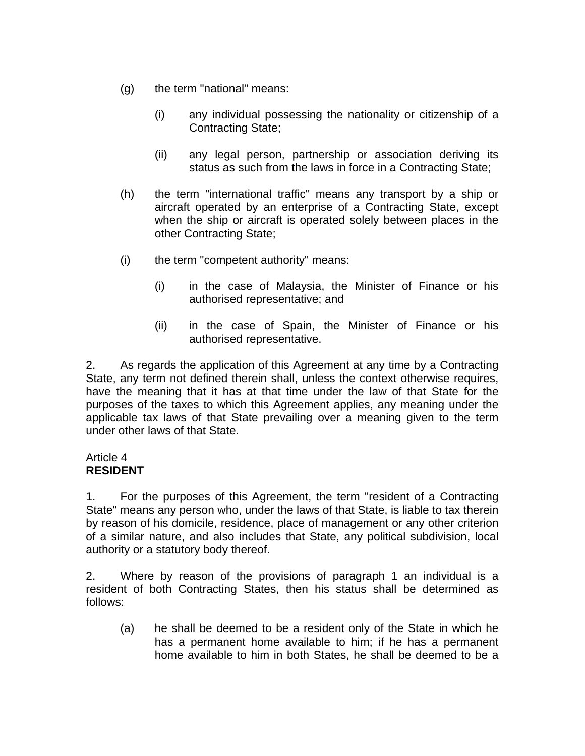(g) the term "national" means:

  (i) any individual possessing the nationality or citizenship of a Contracting State;

  (ii) any legal person, partnership or association deriving its status as such from the laws in force in a Contracting State;

(h) the term "international traffic" means any transport by a ship or aircraft operated by an enterprise of a Contracting State, except when the ship or aircraft is operated solely between places in the other Contracting State;

(i) the term "competent authority" means:

  (i) in the case of Malaysia, the Minister of Finance or his authorised representative; and

  (ii) in the case of Spain, the Minister of Finance or his authorised representative.

2. As regards the application of this Agreement at any time by a Contracting State, any term not defined therein shall, unless the context otherwise requires, have the meaning that it has at that time under the law of that State for the purposes of the taxes to which this Agreement applies, any meaning under the applicable tax laws of that State prevailing over a meaning given to the term under other laws of that State.

Article 4
**RESIDENT**

1. For the purposes of this Agreement, the term "resident of a Contracting State" means any person who, under the laws of that State, is liable to tax therein by reason of his domicile, residence, place of management or any other criterion of a similar nature, and also includes that State, any political subdivision, local authority or a statutory body thereof.

2. Where by reason of the provisions of paragraph 1 an individual is a resident of both Contracting States, then his status shall be determined as follows:

(a) he shall be deemed to be a resident only of the State in which he has a permanent home available to him; if he has a permanent home available to him in both States, he shall be deemed to be a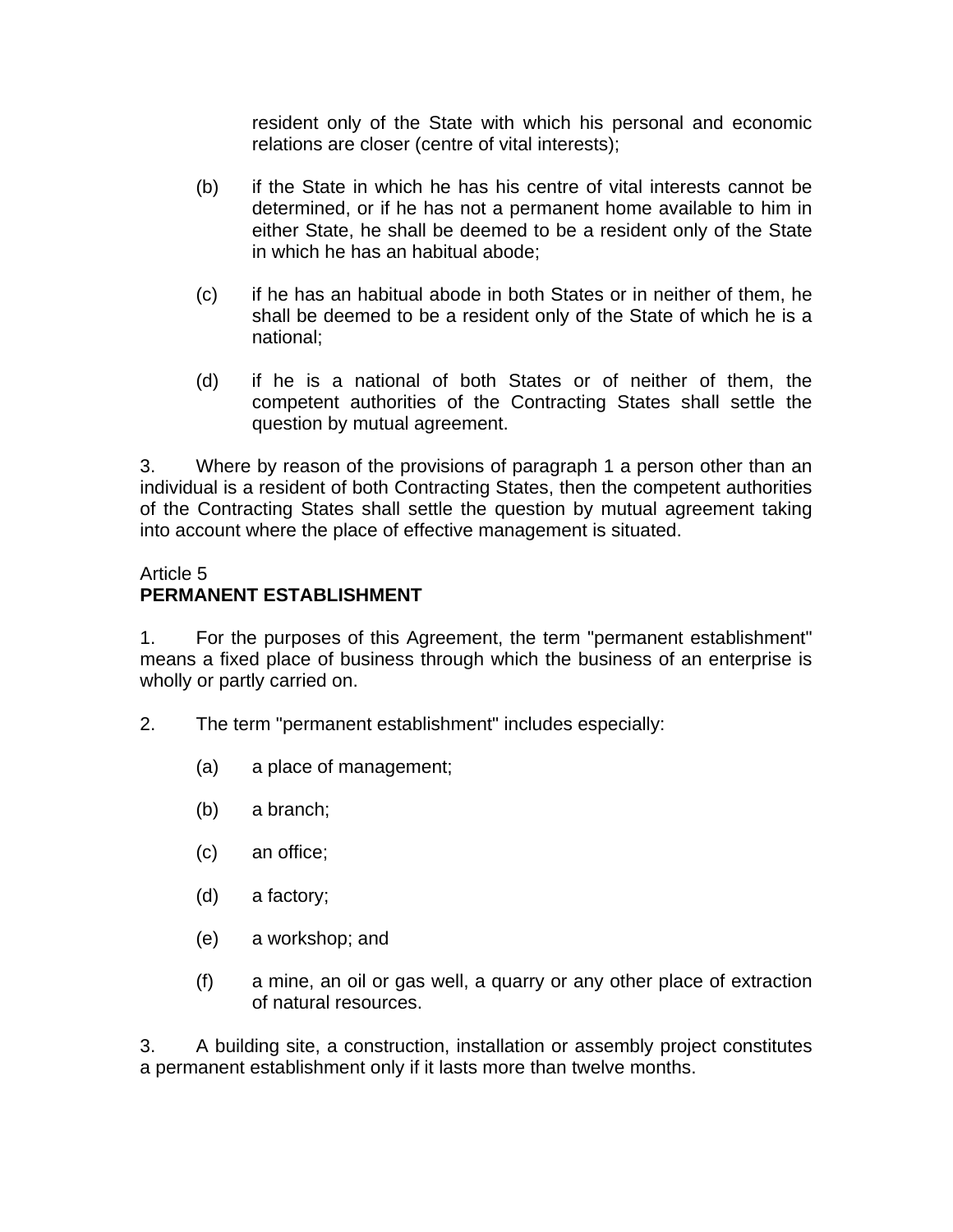resident only of the State with which his personal and economic relations are closer (centre of vital interests);

(b) if the State in which he has his centre of vital interests cannot be determined, or if he has not a permanent home available to him in either State, he shall be deemed to be a resident only of the State in which he has an habitual abode;

(c) if he has an habitual abode in both States or in neither of them, he shall be deemed to be a resident only of the State of which he is a national;

(d) if he is a national of both States or of neither of them, the competent authorities of the Contracting States shall settle the question by mutual agreement.

3. Where by reason of the provisions of paragraph 1 a person other than an individual is a resident of both Contracting States, then the competent authorities of the Contracting States shall settle the question by mutual agreement taking into account where the place of effective management is situated.

Article 5
**PERMANENT ESTABLISHMENT**

1. For the purposes of this Agreement, the term "permanent establishment" means a fixed place of business through which the business of an enterprise is wholly or partly carried on.

2. The term "permanent establishment" includes especially:

(a) a place of management;

(b) a branch;

(c) an office;

(d) a factory;

(e) a workshop; and

(f) a mine, an oil or gas well, a quarry or any other place of extraction of natural resources.

3. A building site, a construction, installation or assembly project constitutes a permanent establishment only if it lasts more than twelve months.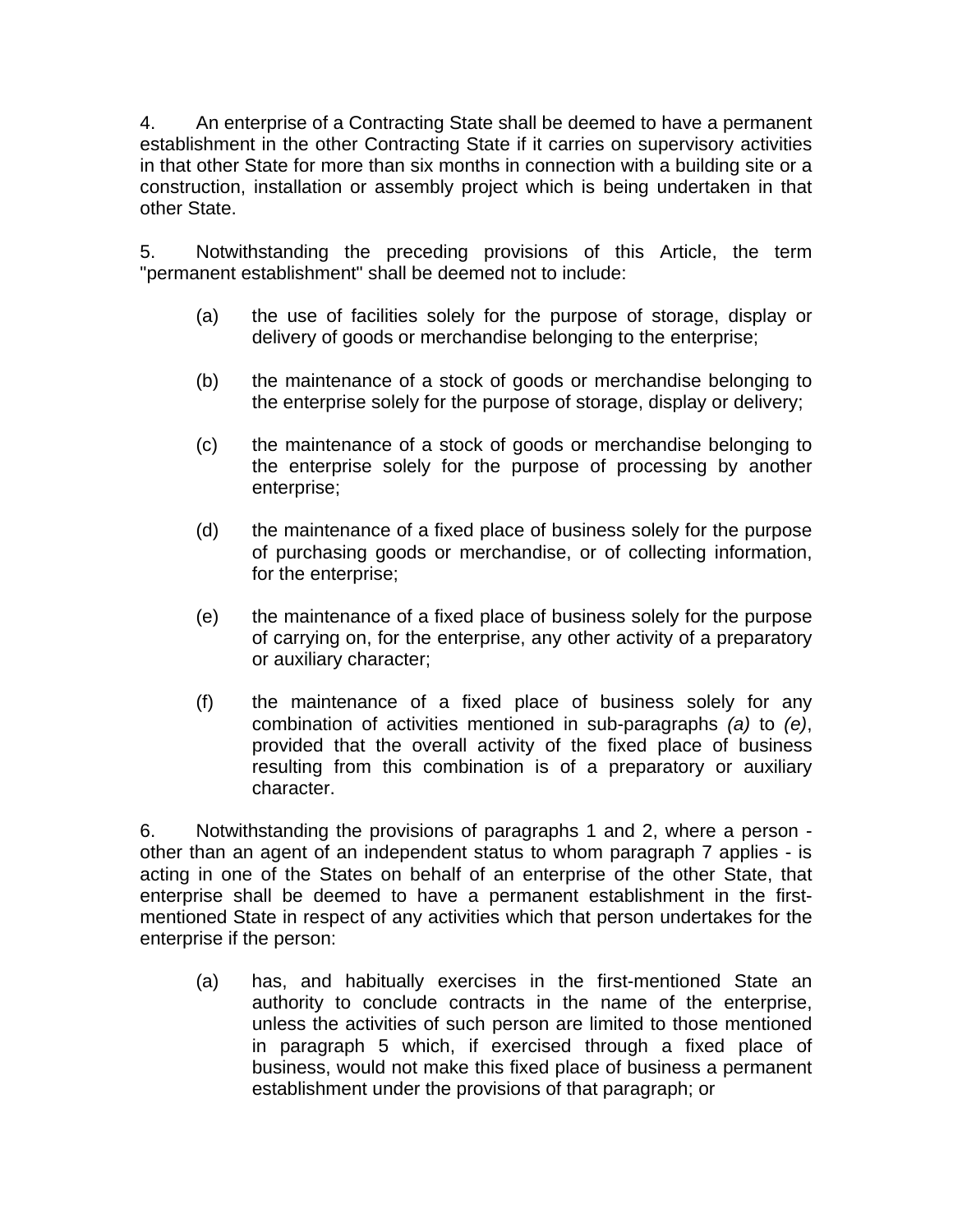4. An enterprise of a Contracting State shall be deemed to have a permanent establishment in the other Contracting State if it carries on supervisory activities in that other State for more than six months in connection with a building site or a construction, installation or assembly project which is being undertaken in that other State.

5. Notwithstanding the preceding provisions of this Article, the term "permanent establishment" shall be deemed not to include:

(a) the use of facilities solely for the purpose of storage, display or delivery of goods or merchandise belonging to the enterprise;

(b) the maintenance of a stock of goods or merchandise belonging to the enterprise solely for the purpose of storage, display or delivery;

(c) the maintenance of a stock of goods or merchandise belonging to the enterprise solely for the purpose of processing by another enterprise;

(d) the maintenance of a fixed place of business solely for the purpose of purchasing goods or merchandise, or of collecting information, for the enterprise;

(e) the maintenance of a fixed place of business solely for the purpose of carrying on, for the enterprise, any other activity of a preparatory or auxiliary character;

(f) the maintenance of a fixed place of business solely for any combination of activities mentioned in sub-paragraphs *(a)* to *(e)*, provided that the overall activity of the fixed place of business resulting from this combination is of a preparatory or auxiliary character.

6. Notwithstanding the provisions of paragraphs 1 and 2, where a person - other than an agent of an independent status to whom paragraph 7 applies - is acting in one of the States on behalf of an enterprise of the other State, that enterprise shall be deemed to have a permanent establishment in the first-mentioned State in respect of any activities which that person undertakes for the enterprise if the person:

(a) has, and habitually exercises in the first-mentioned State an authority to conclude contracts in the name of the enterprise, unless the activities of such person are limited to those mentioned in paragraph 5 which, if exercised through a fixed place of business, would not make this fixed place of business a permanent establishment under the provisions of that paragraph; or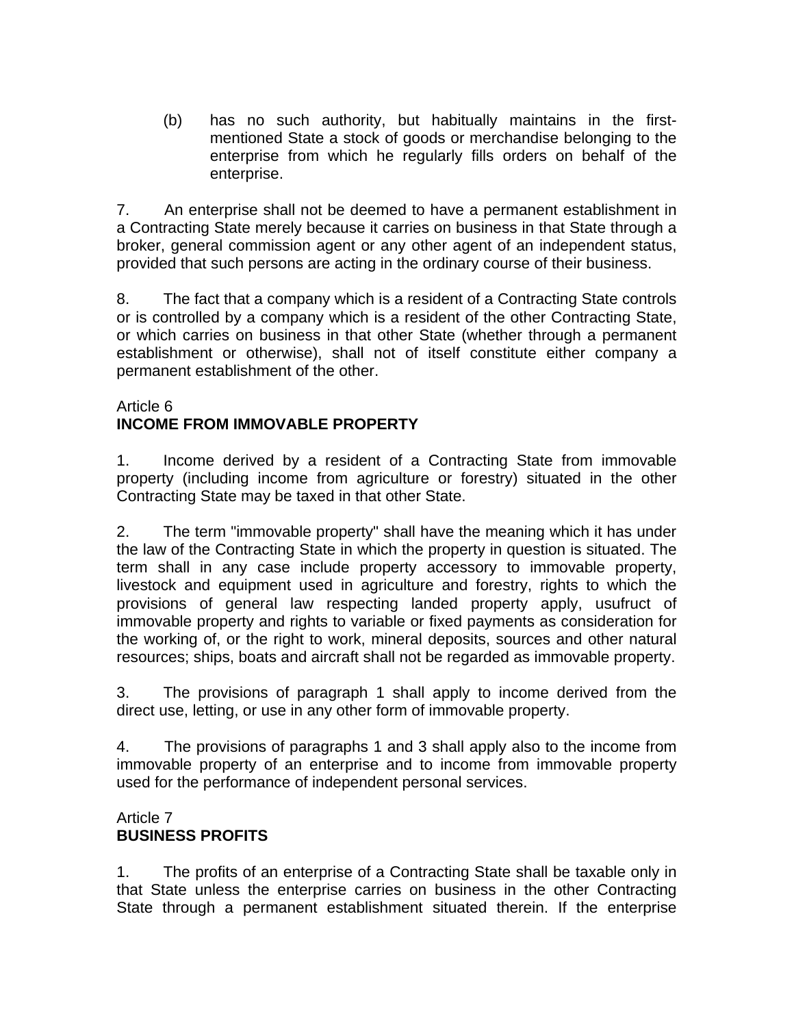(b) has no such authority, but habitually maintains in the first-mentioned State a stock of goods or merchandise belonging to the enterprise from which he regularly fills orders on behalf of the enterprise.

7. An enterprise shall not be deemed to have a permanent establishment in a Contracting State merely because it carries on business in that State through a broker, general commission agent or any other agent of an independent status, provided that such persons are acting in the ordinary course of their business.

8. The fact that a company which is a resident of a Contracting State controls or is controlled by a company which is a resident of the other Contracting State, or which carries on business in that other State (whether through a permanent establishment or otherwise), shall not of itself constitute either company a permanent establishment of the other.

Article 6
**INCOME FROM IMMOVABLE PROPERTY**

1. Income derived by a resident of a Contracting State from immovable property (including income from agriculture or forestry) situated in the other Contracting State may be taxed in that other State.

2. The term "immovable property" shall have the meaning which it has under the law of the Contracting State in which the property in question is situated. The term shall in any case include property accessory to immovable property, livestock and equipment used in agriculture and forestry, rights to which the provisions of general law respecting landed property apply, usufruct of immovable property and rights to variable or fixed payments as consideration for the working of, or the right to work, mineral deposits, sources and other natural resources; ships, boats and aircraft shall not be regarded as immovable property.

3. The provisions of paragraph 1 shall apply to income derived from the direct use, letting, or use in any other form of immovable property.

4. The provisions of paragraphs 1 and 3 shall apply also to the income from immovable property of an enterprise and to income from immovable property used for the performance of independent personal services.

Article 7
**BUSINESS PROFITS**

1. The profits of an enterprise of a Contracting State shall be taxable only in that State unless the enterprise carries on business in the other Contracting State through a permanent establishment situated therein. If the enterprise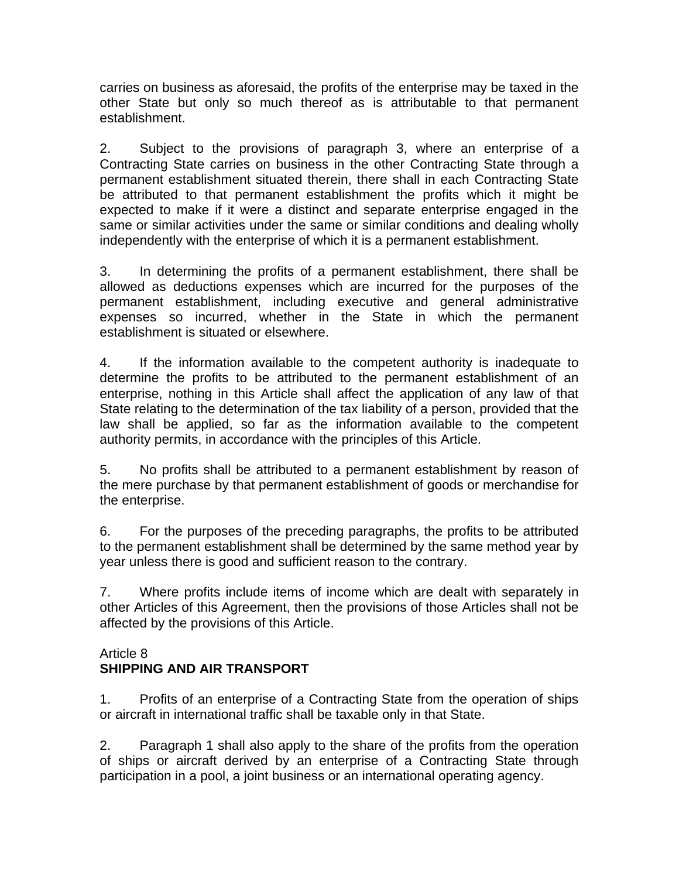carries on business as aforesaid, the profits of the enterprise may be taxed in the other State but only so much thereof as is attributable to that permanent establishment.

2. Subject to the provisions of paragraph 3, where an enterprise of a Contracting State carries on business in the other Contracting State through a permanent establishment situated therein, there shall in each Contracting State be attributed to that permanent establishment the profits which it might be expected to make if it were a distinct and separate enterprise engaged in the same or similar activities under the same or similar conditions and dealing wholly independently with the enterprise of which it is a permanent establishment.

3. In determining the profits of a permanent establishment, there shall be allowed as deductions expenses which are incurred for the purposes of the permanent establishment, including executive and general administrative expenses so incurred, whether in the State in which the permanent establishment is situated or elsewhere.

4. If the information available to the competent authority is inadequate to determine the profits to be attributed to the permanent establishment of an enterprise, nothing in this Article shall affect the application of any law of that State relating to the determination of the tax liability of a person, provided that the law shall be applied, so far as the information available to the competent authority permits, in accordance with the principles of this Article.

5. No profits shall be attributed to a permanent establishment by reason of the mere purchase by that permanent establishment of goods or merchandise for the enterprise.

6. For the purposes of the preceding paragraphs, the profits to be attributed to the permanent establishment shall be determined by the same method year by year unless there is good and sufficient reason to the contrary.

7. Where profits include items of income which are dealt with separately in other Articles of this Agreement, then the provisions of those Articles shall not be affected by the provisions of this Article.

Article 8
**SHIPPING AND AIR TRANSPORT**

1. Profits of an enterprise of a Contracting State from the operation of ships or aircraft in international traffic shall be taxable only in that State.

2. Paragraph 1 shall also apply to the share of the profits from the operation of ships or aircraft derived by an enterprise of a Contracting State through participation in a pool, a joint business or an international operating agency.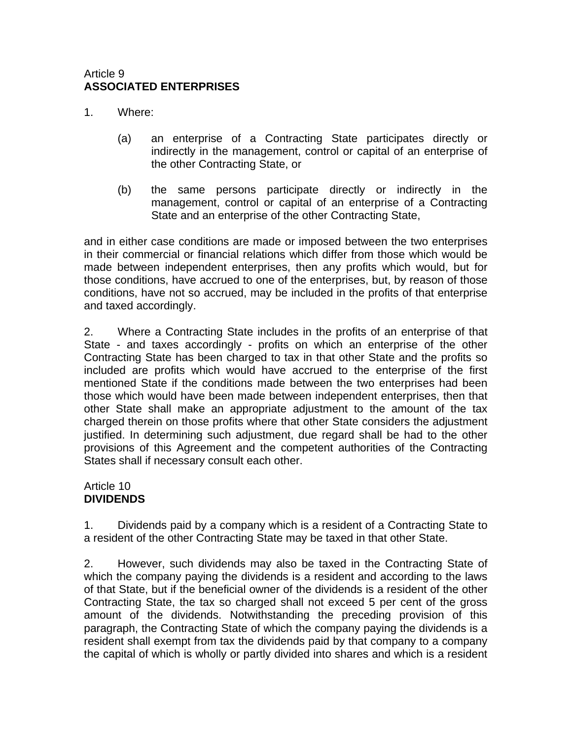Article 9
**ASSOCIATED ENTERPRISES**

1. Where:

   (a) an enterprise of a Contracting State participates directly or indirectly in the management, control or capital of an enterprise of the other Contracting State, or

   (b) the same persons participate directly or indirectly in the management, control or capital of an enterprise of a Contracting State and an enterprise of the other Contracting State,

and in either case conditions are made or imposed between the two enterprises in their commercial or financial relations which differ from those which would be made between independent enterprises, then any profits which would, but for those conditions, have accrued to one of the enterprises, but, by reason of those conditions, have not so accrued, may be included in the profits of that enterprise and taxed accordingly.

2. Where a Contracting State includes in the profits of an enterprise of that State - and taxes accordingly - profits on which an enterprise of the other Contracting State has been charged to tax in that other State and the profits so included are profits which would have accrued to the enterprise of the first mentioned State if the conditions made between the two enterprises had been those which would have been made between independent enterprises, then that other State shall make an appropriate adjustment to the amount of the tax charged therein on those profits where that other State considers the adjustment justified. In determining such adjustment, due regard shall be had to the other provisions of this Agreement and the competent authorities of the Contracting States shall if necessary consult each other.

Article 10
**DIVIDENDS**

1. Dividends paid by a company which is a resident of a Contracting State to a resident of the other Contracting State may be taxed in that other State.

2. However, such dividends may also be taxed in the Contracting State of which the company paying the dividends is a resident and according to the laws of that State, but if the beneficial owner of the dividends is a resident of the other Contracting State, the tax so charged shall not exceed 5 per cent of the gross amount of the dividends. Notwithstanding the preceding provision of this paragraph, the Contracting State of which the company paying the dividends is a resident shall exempt from tax the dividends paid by that company to a company the capital of which is wholly or partly divided into shares and which is a resident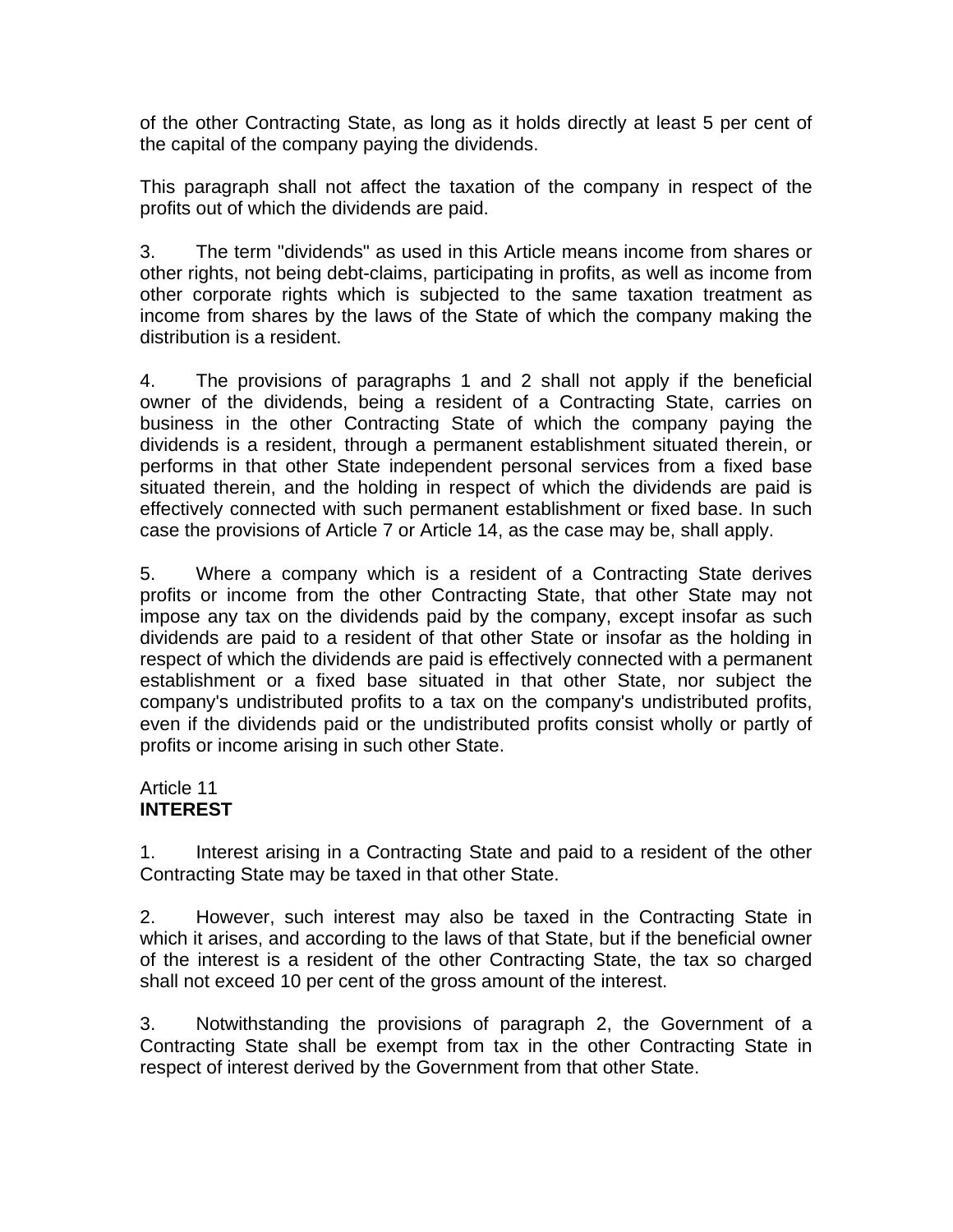of the other Contracting State, as long as it holds directly at least 5 per cent of the capital of the company paying the dividends.

This paragraph shall not affect the taxation of the company in respect of the profits out of which the dividends are paid.

3. The term "dividends" as used in this Article means income from shares or other rights, not being debt-claims, participating in profits, as well as income from other corporate rights which is subjected to the same taxation treatment as income from shares by the laws of the State of which the company making the distribution is a resident.

4. The provisions of paragraphs 1 and 2 shall not apply if the beneficial owner of the dividends, being a resident of a Contracting State, carries on business in the other Contracting State of which the company paying the dividends is a resident, through a permanent establishment situated therein, or performs in that other State independent personal services from a fixed base situated therein, and the holding in respect of which the dividends are paid is effectively connected with such permanent establishment or fixed base. In such case the provisions of Article 7 or Article 14, as the case may be, shall apply.

5. Where a company which is a resident of a Contracting State derives profits or income from the other Contracting State, that other State may not impose any tax on the dividends paid by the company, except insofar as such dividends are paid to a resident of that other State or insofar as the holding in respect of which the dividends are paid is effectively connected with a permanent establishment or a fixed base situated in that other State, nor subject the company's undistributed profits to a tax on the company's undistributed profits, even if the dividends paid or the undistributed profits consist wholly or partly of profits or income arising in such other State.

Article 11
**INTEREST**

1. Interest arising in a Contracting State and paid to a resident of the other Contracting State may be taxed in that other State.

2. However, such interest may also be taxed in the Contracting State in which it arises, and according to the laws of that State, but if the beneficial owner of the interest is a resident of the other Contracting State, the tax so charged shall not exceed 10 per cent of the gross amount of the interest.

3. Notwithstanding the provisions of paragraph 2, the Government of a Contracting State shall be exempt from tax in the other Contracting State in respect of interest derived by the Government from that other State.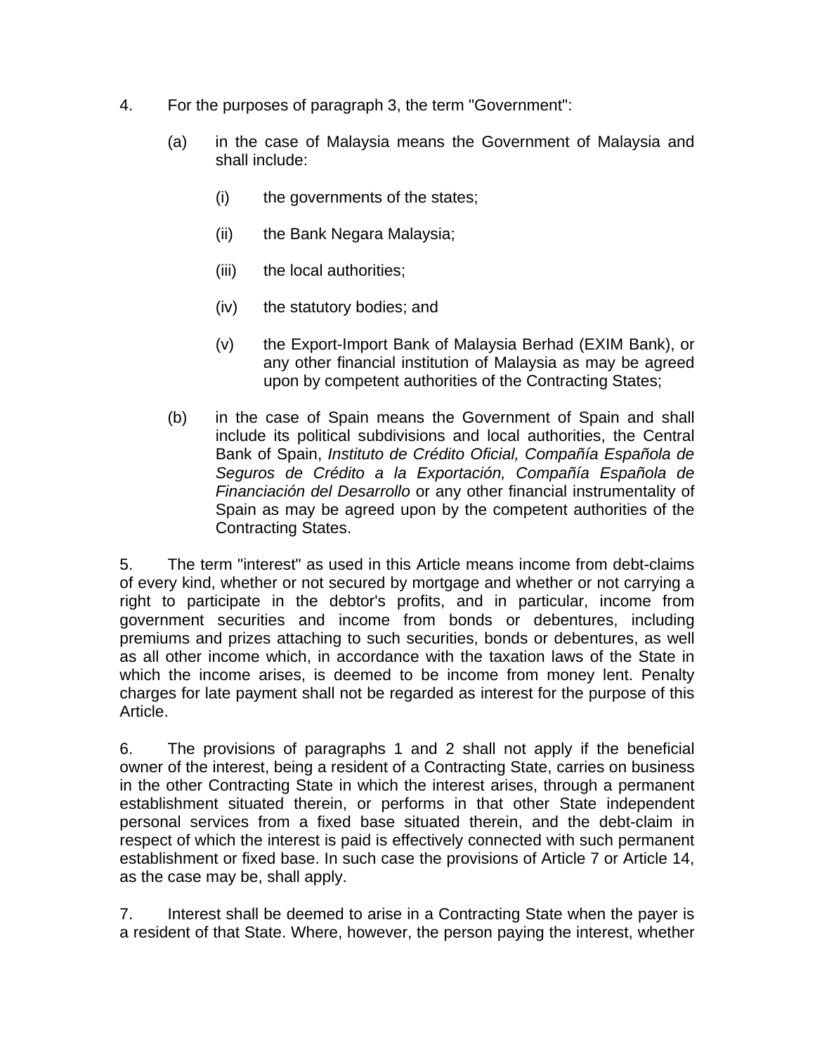4. For the purposes of paragraph 3, the term "Government":

   (a) in the case of Malaysia means the Government of Malaysia and shall include:

      (i) the governments of the states;

      (ii) the Bank Negara Malaysia;

      (iii) the local authorities;

      (iv) the statutory bodies; and

      (v) the Export-Import Bank of Malaysia Berhad (EXIM Bank), or any other financial institution of Malaysia as may be agreed upon by competent authorities of the Contracting States;

   (b) in the case of Spain means the Government of Spain and shall include its political subdivisions and local authorities, the Central Bank of Spain, *Instituto de Crédito Oficial, Compañía Española de Seguros de Crédito a la Exportación, Compañía Española de Financiación del Desarrollo* or any other financial instrumentality of Spain as may be agreed upon by the competent authorities of the Contracting States.

5. The term "interest" as used in this Article means income from debt-claims of every kind, whether or not secured by mortgage and whether or not carrying a right to participate in the debtor's profits, and in particular, income from government securities and income from bonds or debentures, including premiums and prizes attaching to such securities, bonds or debentures, as well as all other income which, in accordance with the taxation laws of the State in which the income arises, is deemed to be income from money lent. Penalty charges for late payment shall not be regarded as interest for the purpose of this Article.

6. The provisions of paragraphs 1 and 2 shall not apply if the beneficial owner of the interest, being a resident of a Contracting State, carries on business in the other Contracting State in which the interest arises, through a permanent establishment situated therein, or performs in that other State independent personal services from a fixed base situated therein, and the debt-claim in respect of which the interest is paid is effectively connected with such permanent establishment or fixed base. In such case the provisions of Article 7 or Article 14, as the case may be, shall apply.

7. Interest shall be deemed to arise in a Contracting State when the payer is a resident of that State. Where, however, the person paying the interest, whether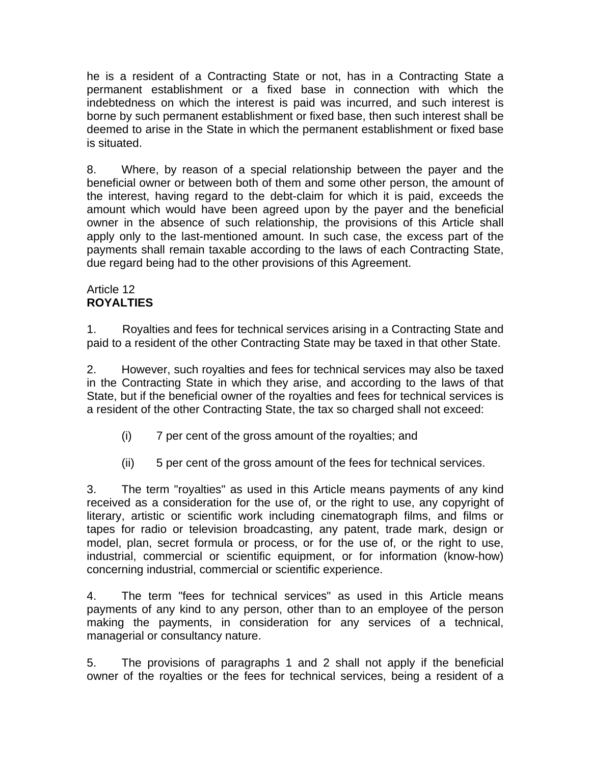he is a resident of a Contracting State or not, has in a Contracting State a permanent establishment or a fixed base in connection with which the indebtedness on which the interest is paid was incurred, and such interest is borne by such permanent establishment or fixed base, then such interest shall be deemed to arise in the State in which the permanent establishment or fixed base is situated.

8. Where, by reason of a special relationship between the payer and the beneficial owner or between both of them and some other person, the amount of the interest, having regard to the debt-claim for which it is paid, exceeds the amount which would have been agreed upon by the payer and the beneficial owner in the absence of such relationship, the provisions of this Article shall apply only to the last-mentioned amount. In such case, the excess part of the payments shall remain taxable according to the laws of each Contracting State, due regard being had to the other provisions of this Agreement.

Article 12
**ROYALTIES**

1. Royalties and fees for technical services arising in a Contracting State and paid to a resident of the other Contracting State may be taxed in that other State.

2. However, such royalties and fees for technical services may also be taxed in the Contracting State in which they arise, and according to the laws of that State, but if the beneficial owner of the royalties and fees for technical services is a resident of the other Contracting State, the tax so charged shall not exceed:

(i) 7 per cent of the gross amount of the royalties; and

(ii) 5 per cent of the gross amount of the fees for technical services.

3. The term "royalties" as used in this Article means payments of any kind received as a consideration for the use of, or the right to use, any copyright of literary, artistic or scientific work including cinematograph films, and films or tapes for radio or television broadcasting, any patent, trade mark, design or model, plan, secret formula or process, or for the use of, or the right to use, industrial, commercial or scientific equipment, or for information (know-how) concerning industrial, commercial or scientific experience.

4. The term "fees for technical services" as used in this Article means payments of any kind to any person, other than to an employee of the person making the payments, in consideration for any services of a technical, managerial or consultancy nature.

5. The provisions of paragraphs 1 and 2 shall not apply if the beneficial owner of the royalties or the fees for technical services, being a resident of a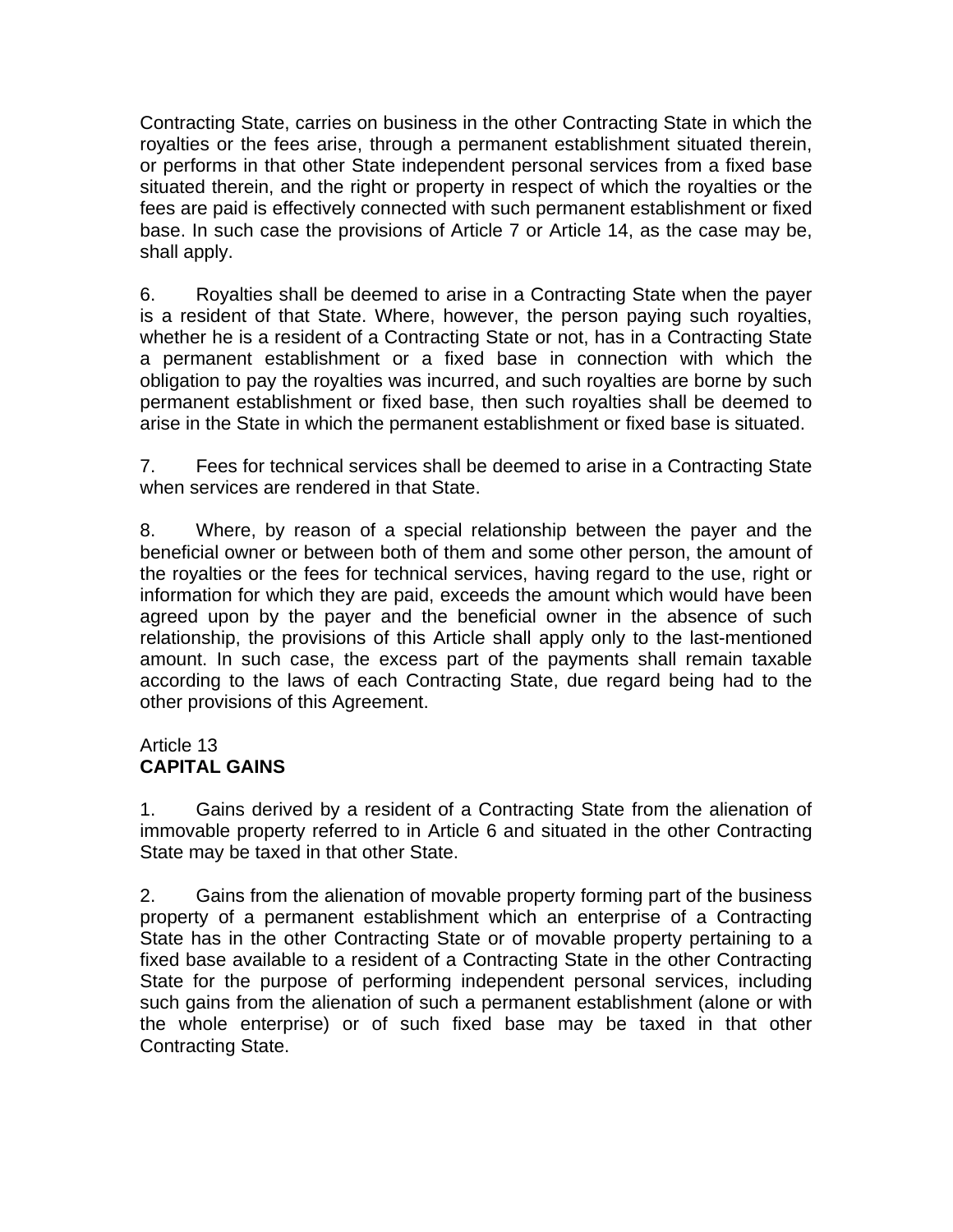Contracting State, carries on business in the other Contracting State in which the royalties or the fees arise, through a permanent establishment situated therein, or performs in that other State independent personal services from a fixed base situated therein, and the right or property in respect of which the royalties or the fees are paid is effectively connected with such permanent establishment or fixed base. In such case the provisions of Article 7 or Article 14, as the case may be, shall apply.

6. Royalties shall be deemed to arise in a Contracting State when the payer is a resident of that State. Where, however, the person paying such royalties, whether he is a resident of a Contracting State or not, has in a Contracting State a permanent establishment or a fixed base in connection with which the obligation to pay the royalties was incurred, and such royalties are borne by such permanent establishment or fixed base, then such royalties shall be deemed to arise in the State in which the permanent establishment or fixed base is situated.

7. Fees for technical services shall be deemed to arise in a Contracting State when services are rendered in that State.

8. Where, by reason of a special relationship between the payer and the beneficial owner or between both of them and some other person, the amount of the royalties or the fees for technical services, having regard to the use, right or information for which they are paid, exceeds the amount which would have been agreed upon by the payer and the beneficial owner in the absence of such relationship, the provisions of this Article shall apply only to the last-mentioned amount. In such case, the excess part of the payments shall remain taxable according to the laws of each Contracting State, due regard being had to the other provisions of this Agreement.

Article 13
**CAPITAL GAINS**

1. Gains derived by a resident of a Contracting State from the alienation of immovable property referred to in Article 6 and situated in the other Contracting State may be taxed in that other State.

2. Gains from the alienation of movable property forming part of the business property of a permanent establishment which an enterprise of a Contracting State has in the other Contracting State or of movable property pertaining to a fixed base available to a resident of a Contracting State in the other Contracting State for the purpose of performing independent personal services, including such gains from the alienation of such a permanent establishment (alone or with the whole enterprise) or of such fixed base may be taxed in that other Contracting State.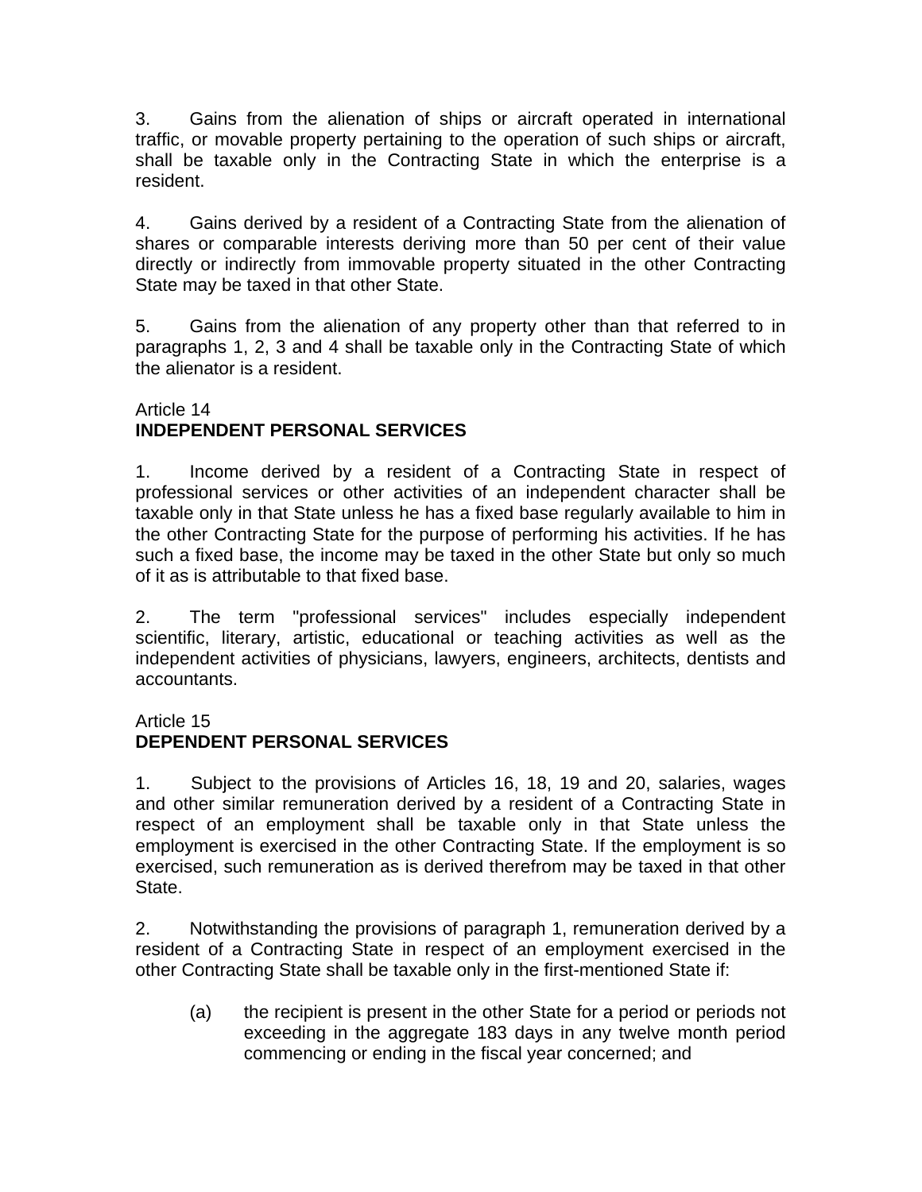3. Gains from the alienation of ships or aircraft operated in international traffic, or movable property pertaining to the operation of such ships or aircraft, shall be taxable only in the Contracting State in which the enterprise is a resident.

4. Gains derived by a resident of a Contracting State from the alienation of shares or comparable interests deriving more than 50 per cent of their value directly or indirectly from immovable property situated in the other Contracting State may be taxed in that other State.

5. Gains from the alienation of any property other than that referred to in paragraphs 1, 2, 3 and 4 shall be taxable only in the Contracting State of which the alienator is a resident.

Article 14
**INDEPENDENT PERSONAL SERVICES**

1. Income derived by a resident of a Contracting State in respect of professional services or other activities of an independent character shall be taxable only in that State unless he has a fixed base regularly available to him in the other Contracting State for the purpose of performing his activities. If he has such a fixed base, the income may be taxed in the other State but only so much of it as is attributable to that fixed base.

2. The term "professional services" includes especially independent scientific, literary, artistic, educational or teaching activities as well as the independent activities of physicians, lawyers, engineers, architects, dentists and accountants.

Article 15
**DEPENDENT PERSONAL SERVICES**

1. Subject to the provisions of Articles 16, 18, 19 and 20, salaries, wages and other similar remuneration derived by a resident of a Contracting State in respect of an employment shall be taxable only in that State unless the employment is exercised in the other Contracting State. If the employment is so exercised, such remuneration as is derived therefrom may be taxed in that other State.

2. Notwithstanding the provisions of paragraph 1, remuneration derived by a resident of a Contracting State in respect of an employment exercised in the other Contracting State shall be taxable only in the first-mentioned State if:

(a) the recipient is present in the other State for a period or periods not exceeding in the aggregate 183 days in any twelve month period commencing or ending in the fiscal year concerned; and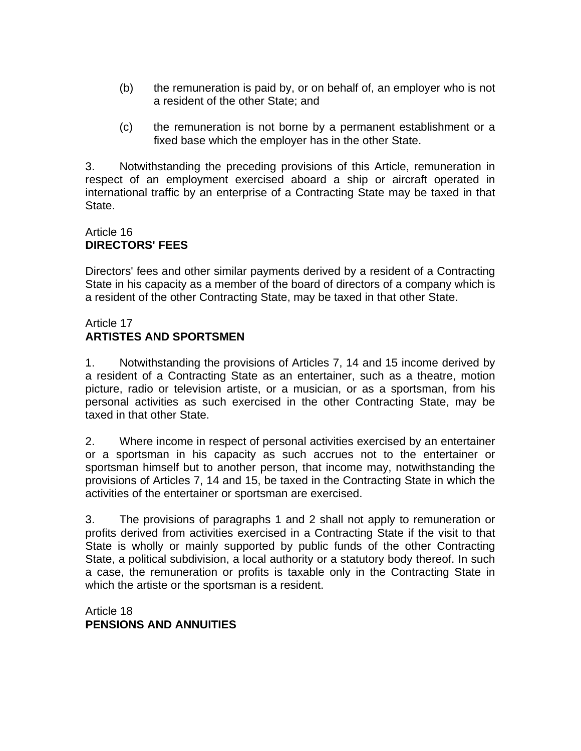(b) the remuneration is paid by, or on behalf of, an employer who is not a resident of the other State; and

(c) the remuneration is not borne by a permanent establishment or a fixed base which the employer has in the other State.

3. Notwithstanding the preceding provisions of this Article, remuneration in respect of an employment exercised aboard a ship or aircraft operated in international traffic by an enterprise of a Contracting State may be taxed in that State.

Article 16
**DIRECTORS' FEES**

Directors' fees and other similar payments derived by a resident of a Contracting State in his capacity as a member of the board of directors of a company which is a resident of the other Contracting State, may be taxed in that other State.

Article 17
**ARTISTES AND SPORTSMEN**

1. Notwithstanding the provisions of Articles 7, 14 and 15 income derived by a resident of a Contracting State as an entertainer, such as a theatre, motion picture, radio or television artiste, or a musician, or as a sportsman, from his personal activities as such exercised in the other Contracting State, may be taxed in that other State.

2. Where income in respect of personal activities exercised by an entertainer or a sportsman in his capacity as such accrues not to the entertainer or sportsman himself but to another person, that income may, notwithstanding the provisions of Articles 7, 14 and 15, be taxed in the Contracting State in which the activities of the entertainer or sportsman are exercised.

3. The provisions of paragraphs 1 and 2 shall not apply to remuneration or profits derived from activities exercised in a Contracting State if the visit to that State is wholly or mainly supported by public funds of the other Contracting State, a political subdivision, a local authority or a statutory body thereof. In such a case, the remuneration or profits is taxable only in the Contracting State in which the artiste or the sportsman is a resident.

Article 18
**PENSIONS AND ANNUITIES**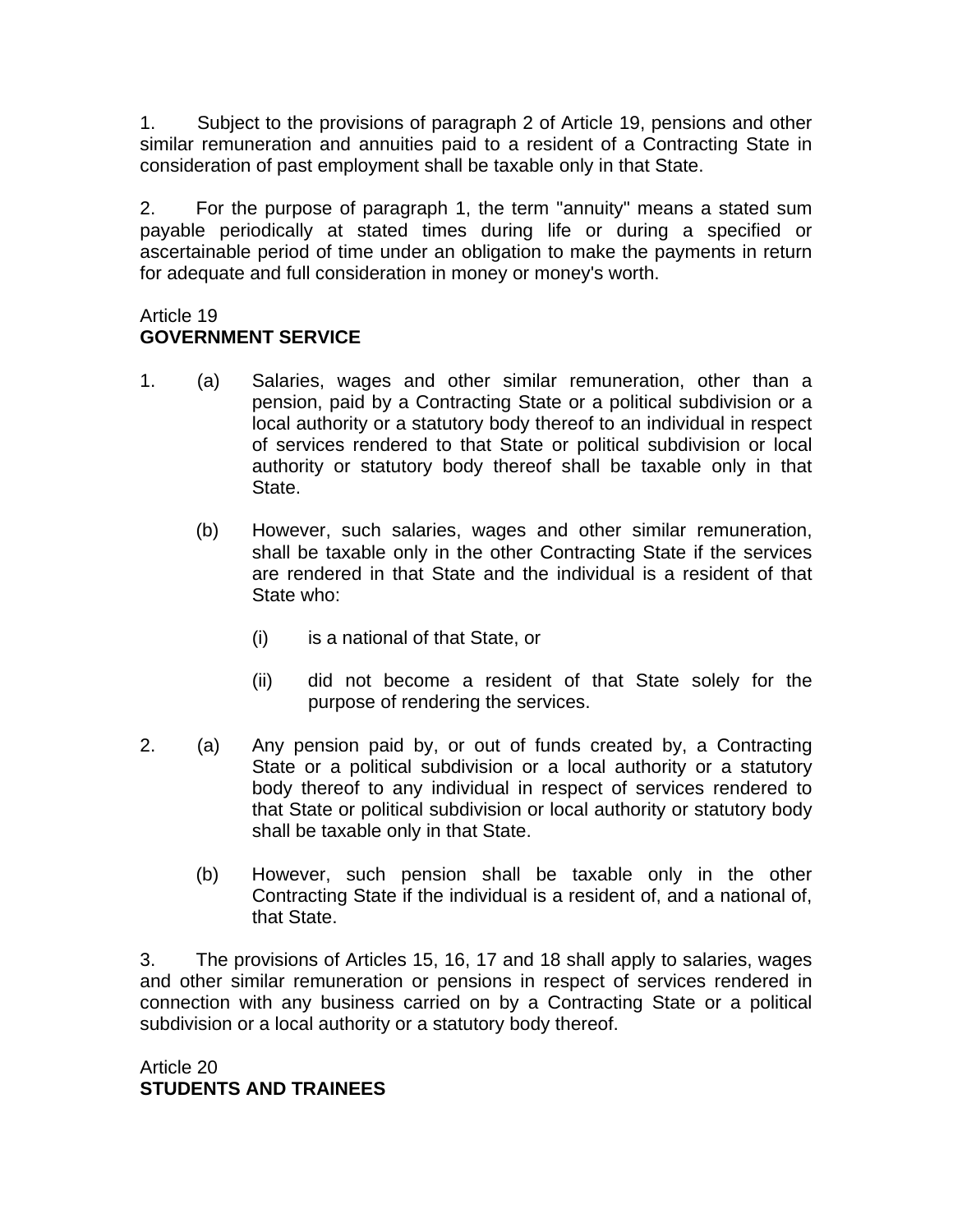1. Subject to the provisions of paragraph 2 of Article 19, pensions and other similar remuneration and annuities paid to a resident of a Contracting State in consideration of past employment shall be taxable only in that State.

2. For the purpose of paragraph 1, the term "annuity" means a stated sum payable periodically at stated times during life or during a specified or ascertainable period of time under an obligation to make the payments in return for adequate and full consideration in money or money's worth.

Article 19
**GOVERNMENT SERVICE**

1. (a) Salaries, wages and other similar remuneration, other than a pension, paid by a Contracting State or a political subdivision or a local authority or a statutory body thereof to an individual in respect of services rendered to that State or political subdivision or local authority or statutory body thereof shall be taxable only in that State.

   (b) However, such salaries, wages and other similar remuneration, shall be taxable only in the other Contracting State if the services are rendered in that State and the individual is a resident of that State who:

      (i) is a national of that State, or

      (ii) did not become a resident of that State solely for the purpose of rendering the services.

2. (a) Any pension paid by, or out of funds created by, a Contracting State or a political subdivision or a local authority or a statutory body thereof to any individual in respect of services rendered to that State or political subdivision or local authority or statutory body shall be taxable only in that State.

   (b) However, such pension shall be taxable only in the other Contracting State if the individual is a resident of, and a national of, that State.

3. The provisions of Articles 15, 16, 17 and 18 shall apply to salaries, wages and other similar remuneration or pensions in respect of services rendered in connection with any business carried on by a Contracting State or a political subdivision or a local authority or a statutory body thereof.

Article 20
**STUDENTS AND TRAINEES**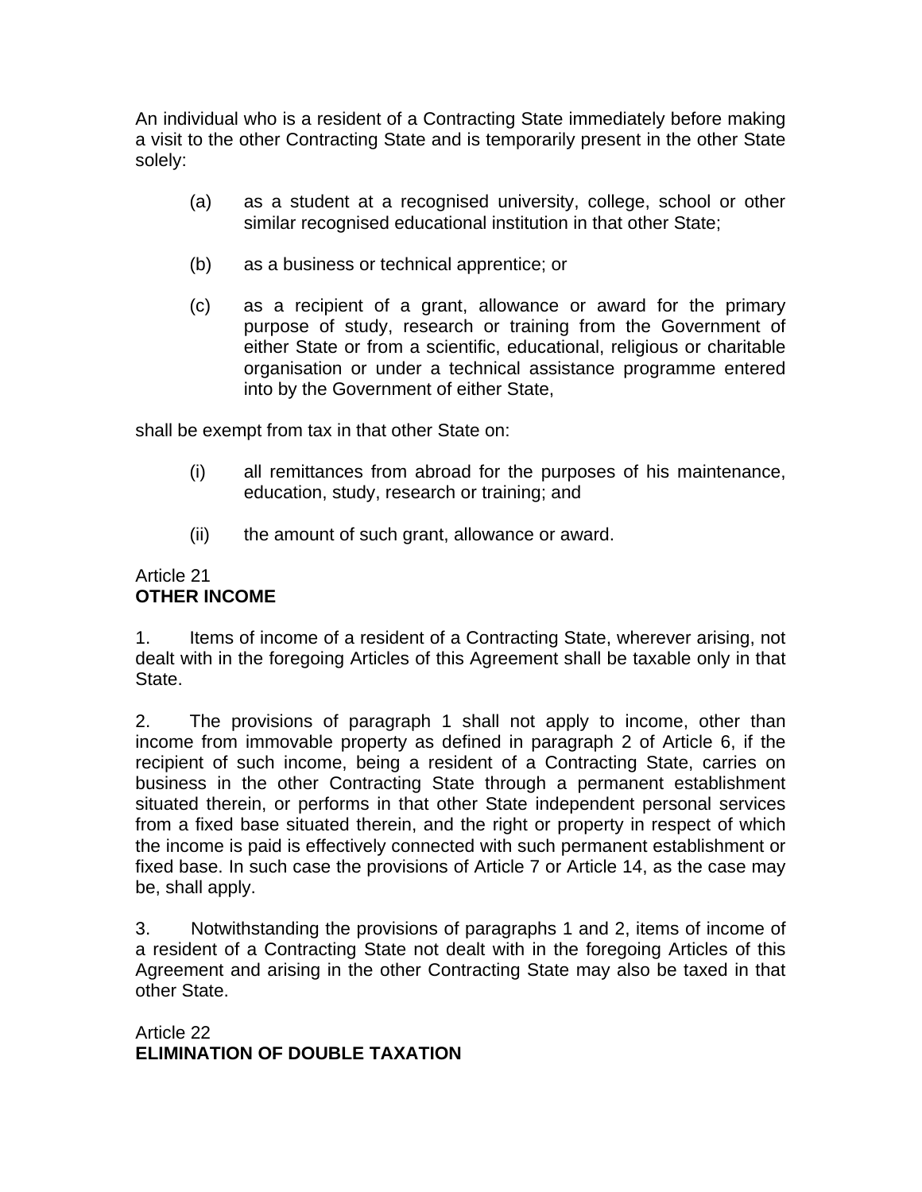An individual who is a resident of a Contracting State immediately before making a visit to the other Contracting State and is temporarily present in the other State solely:

(a) as a student at a recognised university, college, school or other similar recognised educational institution in that other State;

(b) as a business or technical apprentice; or

(c) as a recipient of a grant, allowance or award for the primary purpose of study, research or training from the Government of either State or from a scientific, educational, religious or charitable organisation or under a technical assistance programme entered into by the Government of either State,

shall be exempt from tax in that other State on:

(i) all remittances from abroad for the purposes of his maintenance, education, study, research or training; and

(ii) the amount of such grant, allowance or award.

Article 21
**OTHER INCOME**

1. Items of income of a resident of a Contracting State, wherever arising, not dealt with in the foregoing Articles of this Agreement shall be taxable only in that State.

2. The provisions of paragraph 1 shall not apply to income, other than income from immovable property as defined in paragraph 2 of Article 6, if the recipient of such income, being a resident of a Contracting State, carries on business in the other Contracting State through a permanent establishment situated therein, or performs in that other State independent personal services from a fixed base situated therein, and the right or property in respect of which the income is paid is effectively connected with such permanent establishment or fixed base. In such case the provisions of Article 7 or Article 14, as the case may be, shall apply.

3. Notwithstanding the provisions of paragraphs 1 and 2, items of income of a resident of a Contracting State not dealt with in the foregoing Articles of this Agreement and arising in the other Contracting State may also be taxed in that other State.

Article 22
**ELIMINATION OF DOUBLE TAXATION**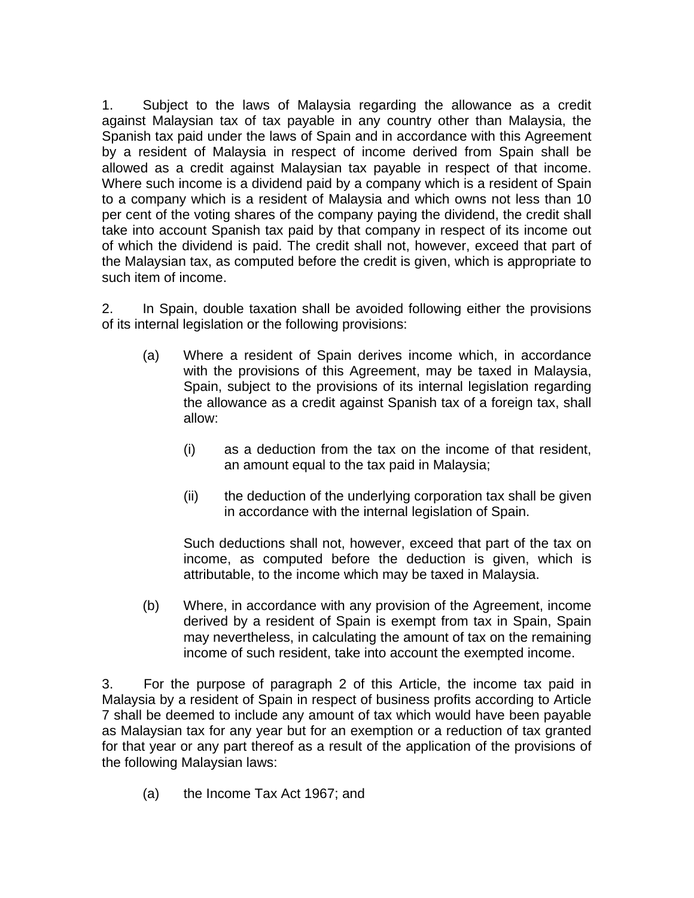1. Subject to the laws of Malaysia regarding the allowance as a credit against Malaysian tax of tax payable in any country other than Malaysia, the Spanish tax paid under the laws of Spain and in accordance with this Agreement by a resident of Malaysia in respect of income derived from Spain shall be allowed as a credit against Malaysian tax payable in respect of that income. Where such income is a dividend paid by a company which is a resident of Spain to a company which is a resident of Malaysia and which owns not less than 10 per cent of the voting shares of the company paying the dividend, the credit shall take into account Spanish tax paid by that company in respect of its income out of which the dividend is paid. The credit shall not, however, exceed that part of the Malaysian tax, as computed before the credit is given, which is appropriate to such item of income.

2. In Spain, double taxation shall be avoided following either the provisions of its internal legislation or the following provisions:

(a) Where a resident of Spain derives income which, in accordance with the provisions of this Agreement, may be taxed in Malaysia, Spain, subject to the provisions of its internal legislation regarding the allowance as a credit against Spanish tax of a foreign tax, shall allow:

   (i) as a deduction from the tax on the income of that resident, an amount equal to the tax paid in Malaysia;

   (ii) the deduction of the underlying corporation tax shall be given in accordance with the internal legislation of Spain.

   Such deductions shall not, however, exceed that part of the tax on income, as computed before the deduction is given, which is attributable, to the income which may be taxed in Malaysia.

(b) Where, in accordance with any provision of the Agreement, income derived by a resident of Spain is exempt from tax in Spain, Spain may nevertheless, in calculating the amount of tax on the remaining income of such resident, take into account the exempted income.

3. For the purpose of paragraph 2 of this Article, the income tax paid in Malaysia by a resident of Spain in respect of business profits according to Article 7 shall be deemed to include any amount of tax which would have been payable as Malaysian tax for any year but for an exemption or a reduction of tax granted for that year or any part thereof as a result of the application of the provisions of the following Malaysian laws:

(a) the Income Tax Act 1967; and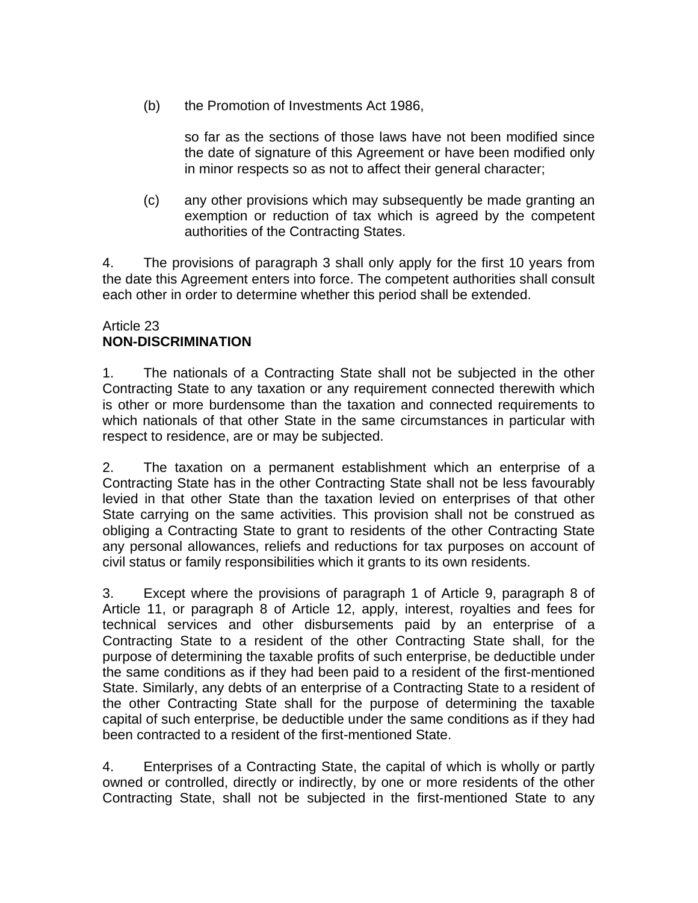(b) the Promotion of Investments Act 1986,

so far as the sections of those laws have not been modified since the date of signature of this Agreement or have been modified only in minor respects so as not to affect their general character;

(c) any other provisions which may subsequently be made granting an exemption or reduction of tax which is agreed by the competent authorities of the Contracting States.

4. The provisions of paragraph 3 shall only apply for the first 10 years from the date this Agreement enters into force. The competent authorities shall consult each other in order to determine whether this period shall be extended.

Article 23
**NON-DISCRIMINATION**

1. The nationals of a Contracting State shall not be subjected in the other Contracting State to any taxation or any requirement connected therewith which is other or more burdensome than the taxation and connected requirements to which nationals of that other State in the same circumstances in particular with respect to residence, are or may be subjected.

2. The taxation on a permanent establishment which an enterprise of a Contracting State has in the other Contracting State shall not be less favourably levied in that other State than the taxation levied on enterprises of that other State carrying on the same activities. This provision shall not be construed as obliging a Contracting State to grant to residents of the other Contracting State any personal allowances, reliefs and reductions for tax purposes on account of civil status or family responsibilities which it grants to its own residents.

3. Except where the provisions of paragraph 1 of Article 9, paragraph 8 of Article 11, or paragraph 8 of Article 12, apply, interest, royalties and fees for technical services and other disbursements paid by an enterprise of a Contracting State to a resident of the other Contracting State shall, for the purpose of determining the taxable profits of such enterprise, be deductible under the same conditions as if they had been paid to a resident of the first-mentioned State. Similarly, any debts of an enterprise of a Contracting State to a resident of the other Contracting State shall for the purpose of determining the taxable capital of such enterprise, be deductible under the same conditions as if they had been contracted to a resident of the first-mentioned State.

4. Enterprises of a Contracting State, the capital of which is wholly or partly owned or controlled, directly or indirectly, by one or more residents of the other Contracting State, shall not be subjected in the first-mentioned State to any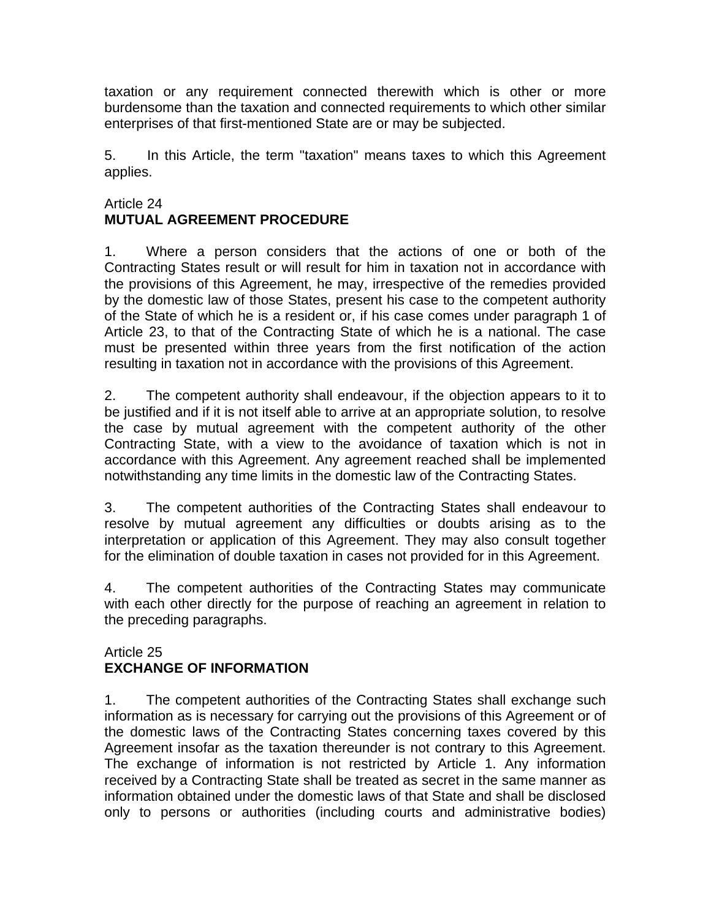taxation or any requirement connected therewith which is other or more burdensome than the taxation and connected requirements to which other similar enterprises of that first-mentioned State are or may be subjected.

5. In this Article, the term "taxation" means taxes to which this Agreement applies.

Article 24
**MUTUAL AGREEMENT PROCEDURE**

1. Where a person considers that the actions of one or both of the Contracting States result or will result for him in taxation not in accordance with the provisions of this Agreement, he may, irrespective of the remedies provided by the domestic law of those States, present his case to the competent authority of the State of which he is a resident or, if his case comes under paragraph 1 of Article 23, to that of the Contracting State of which he is a national. The case must be presented within three years from the first notification of the action resulting in taxation not in accordance with the provisions of this Agreement.

2. The competent authority shall endeavour, if the objection appears to it to be justified and if it is not itself able to arrive at an appropriate solution, to resolve the case by mutual agreement with the competent authority of the other Contracting State, with a view to the avoidance of taxation which is not in accordance with this Agreement. Any agreement reached shall be implemented notwithstanding any time limits in the domestic law of the Contracting States.

3. The competent authorities of the Contracting States shall endeavour to resolve by mutual agreement any difficulties or doubts arising as to the interpretation or application of this Agreement. They may also consult together for the elimination of double taxation in cases not provided for in this Agreement.

4. The competent authorities of the Contracting States may communicate with each other directly for the purpose of reaching an agreement in relation to the preceding paragraphs.

Article 25
**EXCHANGE OF INFORMATION**

1. The competent authorities of the Contracting States shall exchange such information as is necessary for carrying out the provisions of this Agreement or of the domestic laws of the Contracting States concerning taxes covered by this Agreement insofar as the taxation thereunder is not contrary to this Agreement. The exchange of information is not restricted by Article 1. Any information received by a Contracting State shall be treated as secret in the same manner as information obtained under the domestic laws of that State and shall be disclosed only to persons or authorities (including courts and administrative bodies)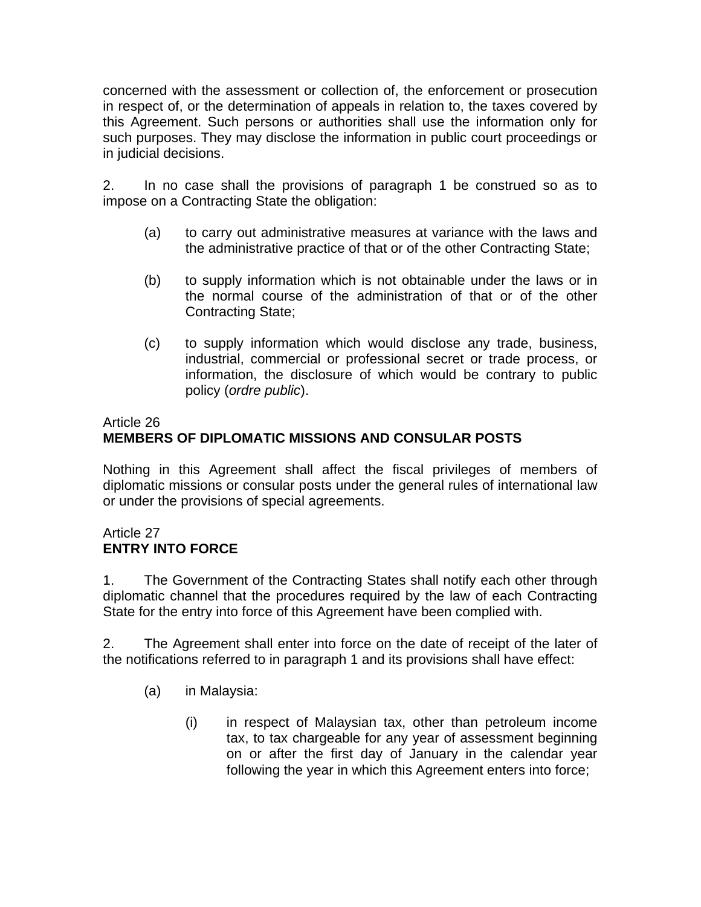concerned with the assessment or collection of, the enforcement or prosecution in respect of, or the determination of appeals in relation to, the taxes covered by this Agreement. Such persons or authorities shall use the information only for such purposes. They may disclose the information in public court proceedings or in judicial decisions.

2. In no case shall the provisions of paragraph 1 be construed so as to impose on a Contracting State the obligation:

(a) to carry out administrative measures at variance with the laws and the administrative practice of that or of the other Contracting State;

(b) to supply information which is not obtainable under the laws or in the normal course of the administration of that or of the other Contracting State;

(c) to supply information which would disclose any trade, business, industrial, commercial or professional secret or trade process, or information, the disclosure of which would be contrary to public policy (*ordre public*).

Article 26
**MEMBERS OF DIPLOMATIC MISSIONS AND CONSULAR POSTS**

Nothing in this Agreement shall affect the fiscal privileges of members of diplomatic missions or consular posts under the general rules of international law or under the provisions of special agreements.

Article 27
**ENTRY INTO FORCE**

1. The Government of the Contracting States shall notify each other through diplomatic channel that the procedures required by the law of each Contracting State for the entry into force of this Agreement have been complied with.

2. The Agreement shall enter into force on the date of receipt of the later of the notifications referred to in paragraph 1 and its provisions shall have effect:

(a) in Malaysia:

(i) in respect of Malaysian tax, other than petroleum income tax, to tax chargeable for any year of assessment beginning on or after the first day of January in the calendar year following the year in which this Agreement enters into force;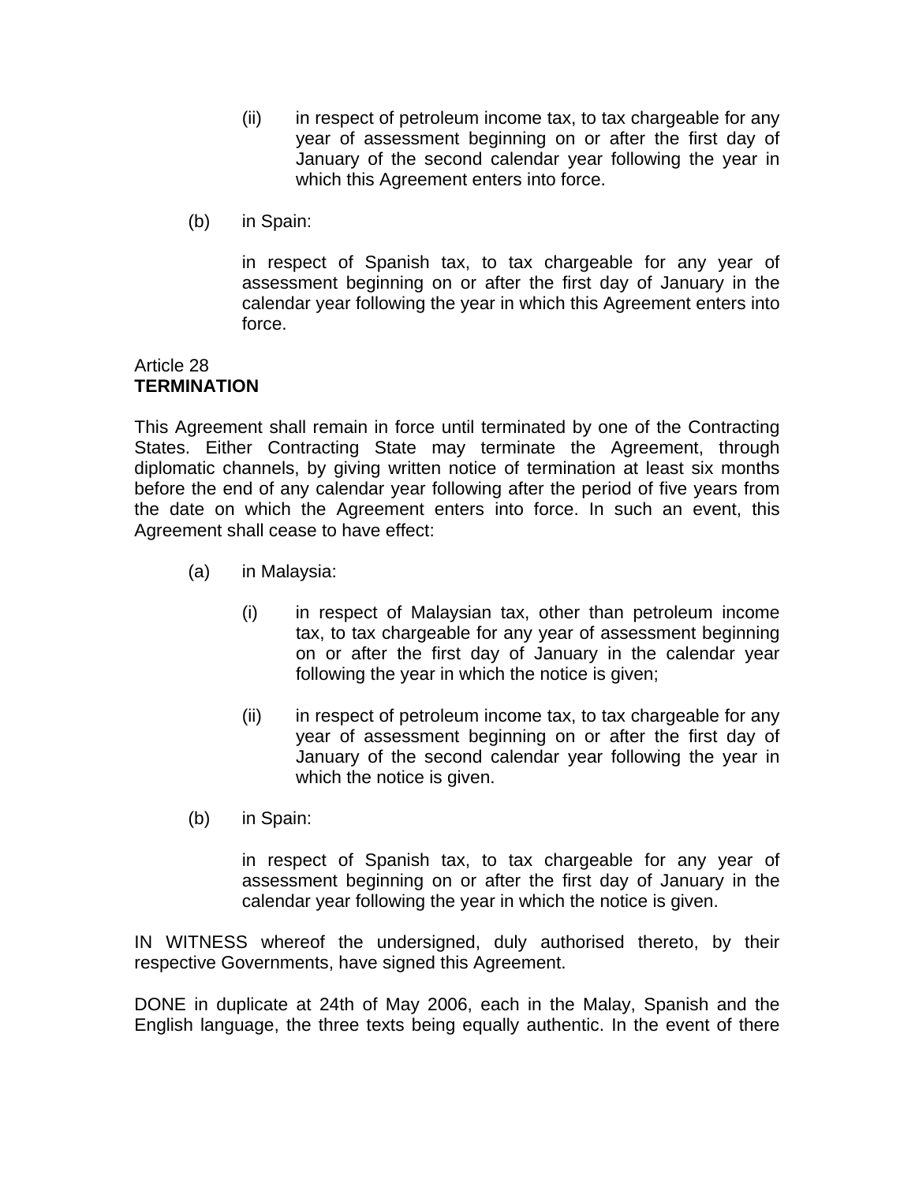(ii) in respect of petroleum income tax, to tax chargeable for any year of assessment beginning on or after the first day of January of the second calendar year following the year in which this Agreement enters into force.

(b) in Spain:

in respect of Spanish tax, to tax chargeable for any year of assessment beginning on or after the first day of January in the calendar year following the year in which this Agreement enters into force.

Article 28
**TERMINATION**

This Agreement shall remain in force until terminated by one of the Contracting States. Either Contracting State may terminate the Agreement, through diplomatic channels, by giving written notice of termination at least six months before the end of any calendar year following after the period of five years from the date on which the Agreement enters into force. In such an event, this Agreement shall cease to have effect:

(a) in Malaysia:

(i) in respect of Malaysian tax, other than petroleum income tax, to tax chargeable for any year of assessment beginning on or after the first day of January in the calendar year following the year in which the notice is given;

(ii) in respect of petroleum income tax, to tax chargeable for any year of assessment beginning on or after the first day of January of the second calendar year following the year in which the notice is given.

(b) in Spain:

in respect of Spanish tax, to tax chargeable for any year of assessment beginning on or after the first day of January in the calendar year following the year in which the notice is given.

IN WITNESS whereof the undersigned, duly authorised thereto, by their respective Governments, have signed this Agreement.

DONE in duplicate at 24th of May 2006, each in the Malay, Spanish and the English language, the three texts being equally authentic. In the event of there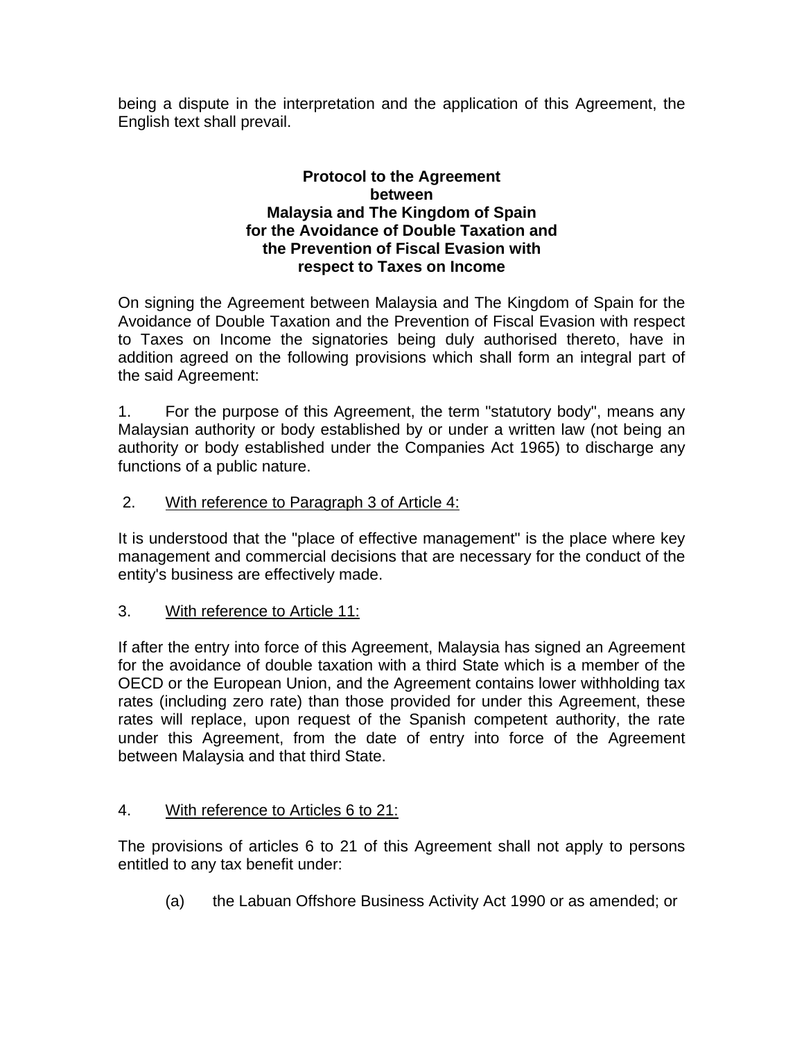being a dispute in the interpretation and the application of this Agreement, the English text shall prevail.

**Protocol to the Agreement**
**between**
**Malaysia and The Kingdom of Spain**
**for the Avoidance of Double Taxation and**
**the Prevention of Fiscal Evasion with**
**respect to Taxes on Income**

On signing the Agreement between Malaysia and The Kingdom of Spain for the Avoidance of Double Taxation and the Prevention of Fiscal Evasion with respect to Taxes on Income the signatories being duly authorised thereto, have in addition agreed on the following provisions which shall form an integral part of the said Agreement:

1. For the purpose of this Agreement, the term "statutory body", means any Malaysian authority or body established by or under a written law (not being an authority or body established under the Companies Act 1965) to discharge any functions of a public nature.

2. <u>With reference to Paragraph 3 of Article 4:</u>

It is understood that the "place of effective management" is the place where key management and commercial decisions that are necessary for the conduct of the entity's business are effectively made.

3. <u>With reference to Article 11:</u>

If after the entry into force of this Agreement, Malaysia has signed an Agreement for the avoidance of double taxation with a third State which is a member of the OECD or the European Union, and the Agreement contains lower withholding tax rates (including zero rate) than those provided for under this Agreement, these rates will replace, upon request of the Spanish competent authority, the rate under this Agreement, from the date of entry into force of the Agreement between Malaysia and that third State.

4. <u>With reference to Articles 6 to 21:</u>

The provisions of articles 6 to 21 of this Agreement shall not apply to persons entitled to any tax benefit under:

(a) the Labuan Offshore Business Activity Act 1990 or as amended; or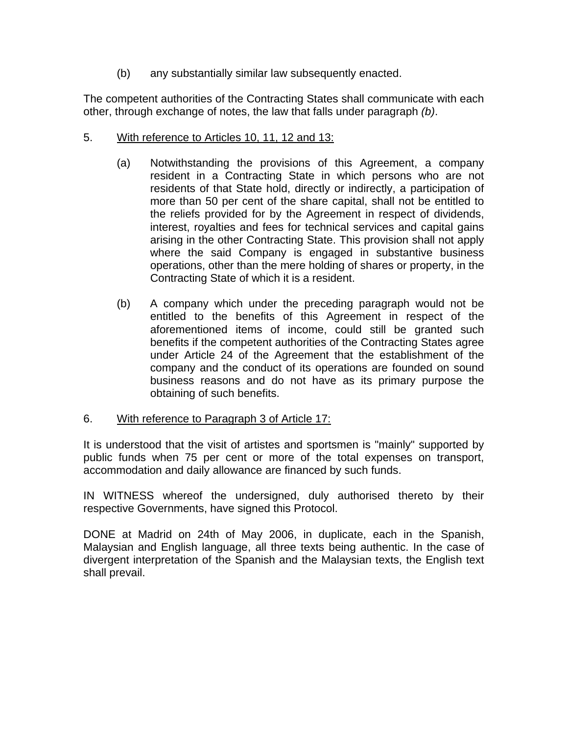(b) any substantially similar law subsequently enacted.

The competent authorities of the Contracting States shall communicate with each other, through exchange of notes, the law that falls under paragraph *(b)*.

5. With reference to Articles 10, 11, 12 and 13:

   (a) Notwithstanding the provisions of this Agreement, a company resident in a Contracting State in which persons who are not residents of that State hold, directly or indirectly, a participation of more than 50 per cent of the share capital, shall not be entitled to the reliefs provided for by the Agreement in respect of dividends, interest, royalties and fees for technical services and capital gains arising in the other Contracting State. This provision shall not apply where the said Company is engaged in substantive business operations, other than the mere holding of shares or property, in the Contracting State of which it is a resident.

   (b) A company which under the preceding paragraph would not be entitled to the benefits of this Agreement in respect of the aforementioned items of income, could still be granted such benefits if the competent authorities of the Contracting States agree under Article 24 of the Agreement that the establishment of the company and the conduct of its operations are founded on sound business reasons and do not have as its primary purpose the obtaining of such benefits.

6. With reference to Paragraph 3 of Article 17:

It is understood that the visit of artistes and sportsmen is "mainly" supported by public funds when 75 per cent or more of the total expenses on transport, accommodation and daily allowance are financed by such funds.

IN WITNESS whereof the undersigned, duly authorised thereto by their respective Governments, have signed this Protocol.

DONE at Madrid on 24th of May 2006, in duplicate, each in the Spanish, Malaysian and English language, all three texts being authentic. In the case of divergent interpretation of the Spanish and the Malaysian texts, the English text shall prevail.